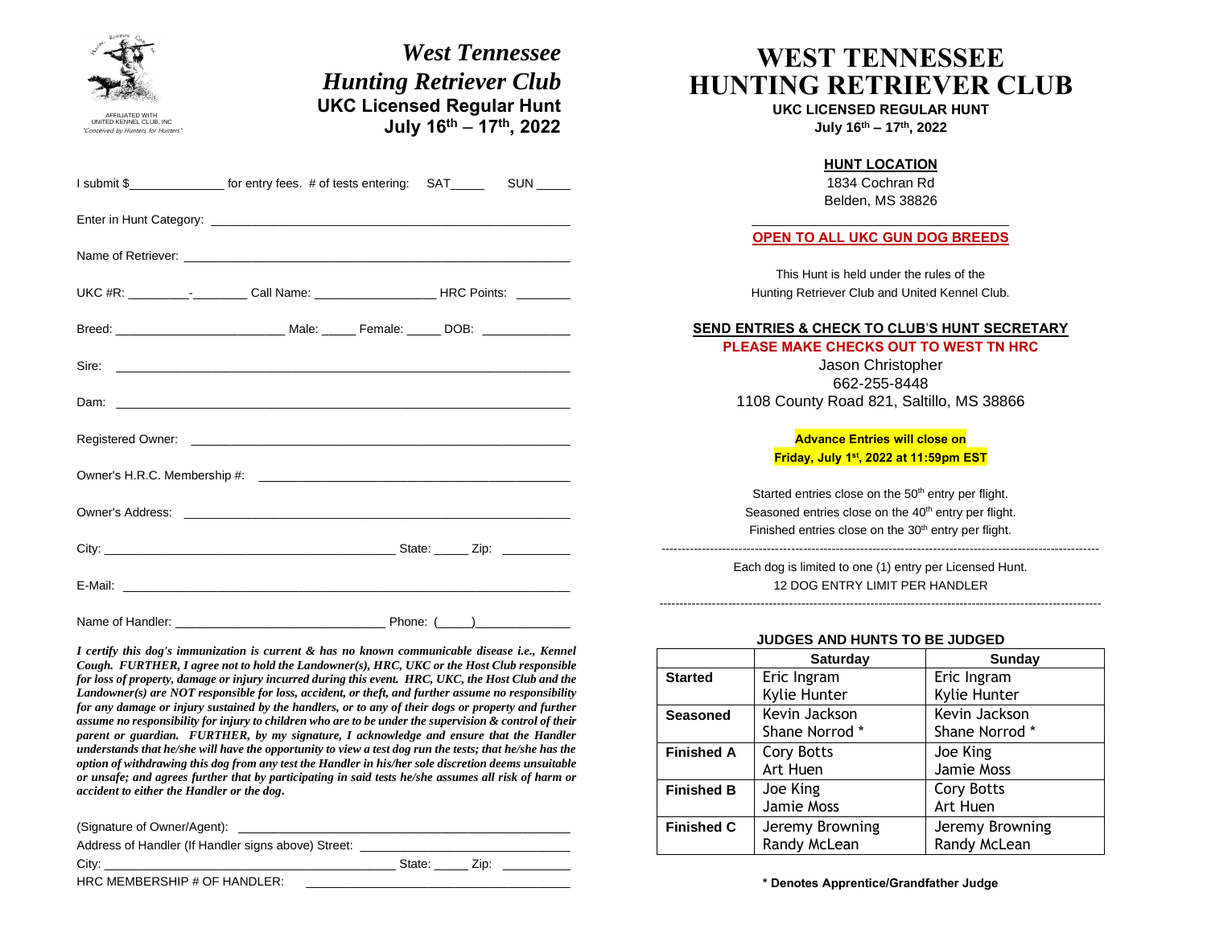AFFILIATED WITH
UNITED KENNEL CLUB, INC
*"Conceived by Hunters for Hunters"*

# *West Tennessee Hunting Retriever Club*

**UKC Licensed Regular Hunt**
**July 16th – 17th, 2022**

I submit $______________ for entry fees. # of tests entering: SAT_____ SUN _____

Enter in Hunt Category: ______________________________________________

Name of Retriever: ______________________________________________

UKC #R: _________-________ Call Name: _________________ HRC Points: ________

Breed: ________________________ Male: _____ Female: _____ DOB: ____________

Sire: ______________________________________________

Dam: ______________________________________________

Registered Owner: ______________________________________________

Owner's H.R.C. Membership #: ______________________________________________

Owner's Address: ______________________________________________

City: ________________________________________ State: _____ Zip: __________

E-Mail: ______________________________________________

Name of Handler: ______________________________ Phone: (_____)______________

***I certify this dog's immunization is current & has no known communicable disease i.e., Kennel Cough. FURTHER, I agree not to hold the Landowner(s), HRC, UKC or the Host Club responsible for loss of property, damage or injury incurred during this event. HRC, UKC, the Host Club and the Landowner(s) are NOT responsible for loss, accident, or theft, and further assume no responsibility for any damage or injury sustained by the handlers, or to any of their dogs or property and further assume no responsibility for injury to children who are to be under the supervision & control of their parent or guardian. FURTHER, by my signature, I acknowledge and ensure that the Handler understands that he/she will have the opportunity to view a test dog run the tests; that he/she has the option of withdrawing this dog from any test the Handler in his/her sole discretion deems unsuitable or unsafe; and agrees further that by participating in said tests he/she assumes all risk of harm or accident to either the Handler or the dog.***

(Signature of Owner/Agent): ______________________________________________

Address of Handler (If Handler signs above) Street: ______________________________

City: ________________________________________ State: _____ Zip: __________

HRC MEMBERSHIP # OF HANDLER: ______________________________________________

# WEST TENNESSEE HUNTING RETRIEVER CLUB

**UKC LICENSED REGULAR HUNT**
**July 16th – 17th, 2022**

**HUNT LOCATION**
1834 Cochran Rd
Belden, MS 38826

**OPEN TO ALL UKC GUN DOG BREEDS**

This Hunt is held under the rules of the Hunting Retriever Club and United Kennel Club.

**SEND ENTRIES & CHECK TO CLUB'S HUNT SECRETARY**
**PLEASE MAKE CHECKS OUT TO WEST TN HRC**
Jason Christopher
662-255-8448
1108 County Road 821, Saltillo, MS 38866

**Advance Entries will close on Friday, July 1st, 2022 at 11:59pm EST**

Started entries close on the 50th entry per flight.
Seasoned entries close on the 40th entry per flight.
Finished entries close on the 30th entry per flight.

Each dog is limited to one (1) entry per Licensed Hunt.
12 DOG ENTRY LIMIT PER HANDLER

**JUDGES AND HUNTS TO BE JUDGED**

| | Saturday | Sunday |
|---|---|---|
| **Started** | Eric Ingram<br>Kylie Hunter | Eric Ingram<br>Kylie Hunter |
| **Seasoned** | Kevin Jackson<br>Shane Norrod * | Kevin Jackson<br>Shane Norrod * |
| **Finished A** | Cory Botts<br>Art Huen | Joe King<br>Jamie Moss |
| **Finished B** | Joe King<br>Jamie Moss | Cory Botts<br>Art Huen |
| **Finished C** | Jeremy Browning<br>Randy McLean | Jeremy Browning<br>Randy McLean |

**\* Denotes Apprentice/Grandfather Judge**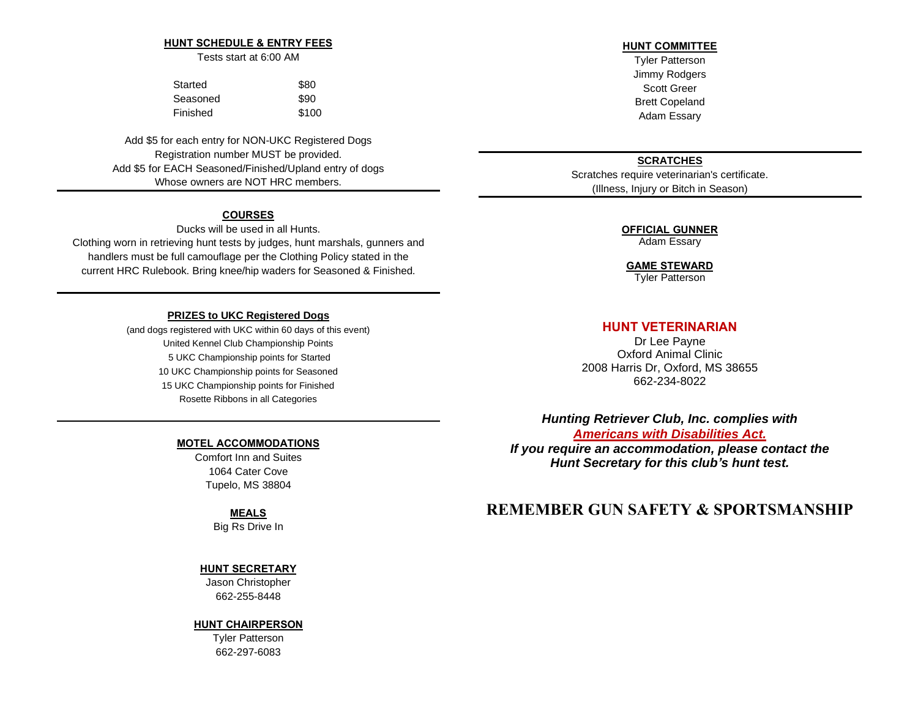### HUNT SCHEDULE & ENTRY FEES

Tests start at 6:00 AM

| | |
|---|---|
| Started | $80 |
| Seasoned | $90 |
| Finished | $100 |

Add $5 for each entry for NON-UKC Registered Dogs
Registration number MUST be provided.
Add $5 for EACH Seasoned/Finished/Upland entry of dogs
Whose owners are NOT HRC members.

### COURSES

Ducks will be used in all Hunts.
Clothing worn in retrieving hunt tests by judges, hunt marshals, gunners and handlers must be full camouflage per the Clothing Policy stated in the current HRC Rulebook. Bring knee/hip waders for Seasoned & Finished.

### PRIZES to UKC Registered Dogs

(and dogs registered with UKC within 60 days of this event)
United Kennel Club Championship Points
5 UKC Championship points for Started
10 UKC Championship points for Seasoned
15 UKC Championship points for Finished
Rosette Ribbons in all Categories

### MOTEL ACCOMMODATIONS

Comfort Inn and Suites
1064 Cater Cove
Tupelo, MS 38804

### MEALS

Big Rs Drive In

### HUNT SECRETARY

Jason Christopher
662-255-8448

### HUNT CHAIRPERSON

Tyler Patterson
662-297-6083

### HUNT COMMITTEE

Tyler Patterson
Jimmy Rodgers
Scott Greer
Brett Copeland
Adam Essary

### SCRATCHES

Scratches require veterinarian's certificate.
(Illness, Injury or Bitch in Season)

### OFFICIAL GUNNER

Adam Essary

### GAME STEWARD

Tyler Patterson

### HUNT VETERINARIAN

Dr Lee Payne
Oxford Animal Clinic
2008 Harris Dr, Oxford, MS 38655
662-234-8022

***Hunting Retriever Club, Inc. complies with Americans with Disabilities Act.***
***If you require an accommodation, please contact the Hunt Secretary for this club's hunt test.***

## REMEMBER GUN SAFETY & SPORTSMANSHIP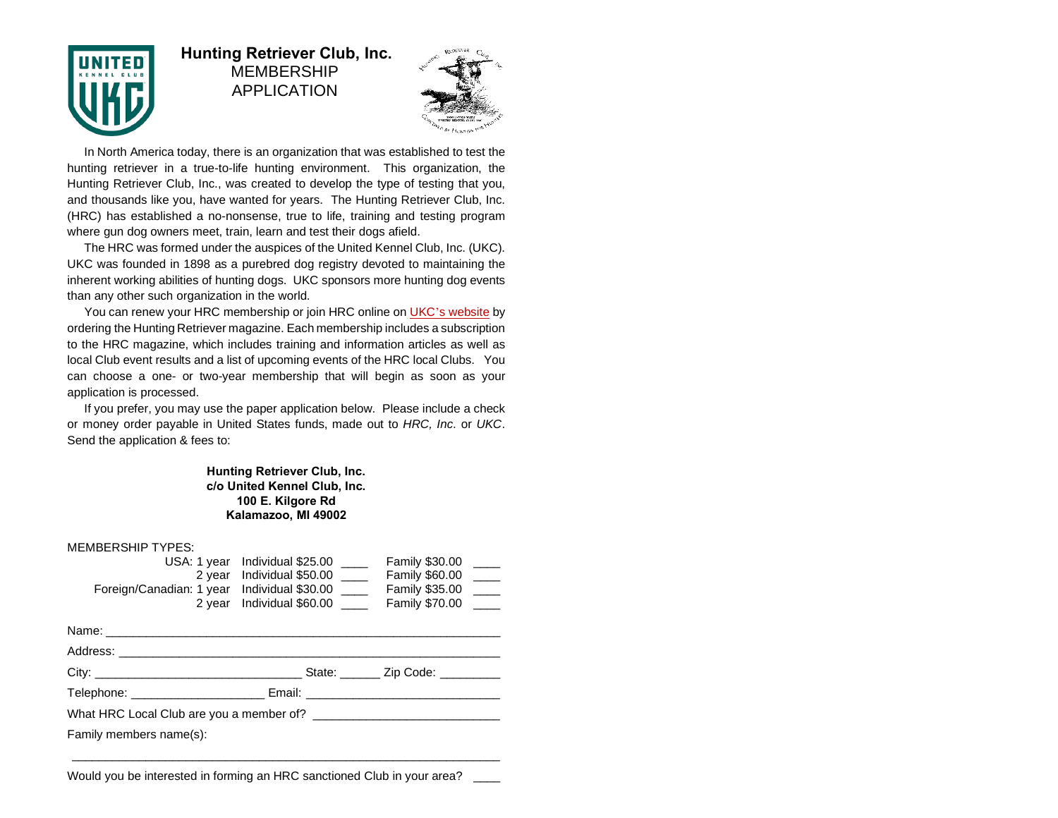# Hunting Retriever Club, Inc.

MEMBERSHIP APPLICATION

In North America today, there is an organization that was established to test the hunting retriever in a true-to-life hunting environment. This organization, the Hunting Retriever Club, Inc., was created to develop the type of testing that you, and thousands like you, have wanted for years. The Hunting Retriever Club, Inc. (HRC) has established a no-nonsense, true to life, training and testing program where gun dog owners meet, train, learn and test their dogs afield.

The HRC was formed under the auspices of the United Kennel Club, Inc. (UKC). UKC was founded in 1898 as a purebred dog registry devoted to maintaining the inherent working abilities of hunting dogs. UKC sponsors more hunting dog events than any other such organization in the world.

You can renew your HRC membership or join HRC online on UKC's website by ordering the Hunting Retriever magazine. Each membership includes a subscription to the HRC magazine, which includes training and information articles as well as local Club event results and a list of upcoming events of the HRC local Clubs. You can choose a one- or two-year membership that will begin as soon as your application is processed.

If you prefer, you may use the paper application below. Please include a check or money order payable in United States funds, made out to *HRC, Inc*. or *UKC*. Send the application & fees to:

**Hunting Retriever Club, Inc.**
**c/o United Kennel Club, Inc.**
**100 E. Kilgore Rd**
**Kalamazoo, MI 49002**

MEMBERSHIP TYPES:

| | | | | | |
|---|---|---|---|---|---|
| USA: | 1 year | Individual $25.00 | ____ | Family $30.00 | ____ |
| | 2 year | Individual $50.00 | ____ | Family $60.00 | ____ |
| Foreign/Canadian: | 1 year | Individual $30.00 | ____ | Family $35.00 | ____ |
| | 2 year | Individual $60.00 | ____ | Family $70.00 | ____ |

Name: ____________________________________________________________

Address: __________________________________________________________

City: _______________________________ State: ______ Zip Code: _________

Telephone: ____________________ Email: ____________________________

What HRC Local Club are you a member of? ___________________________

Family members name(s):

_________________________________________________________________

Would you be interested in forming an HRC sanctioned Club in your area? ____